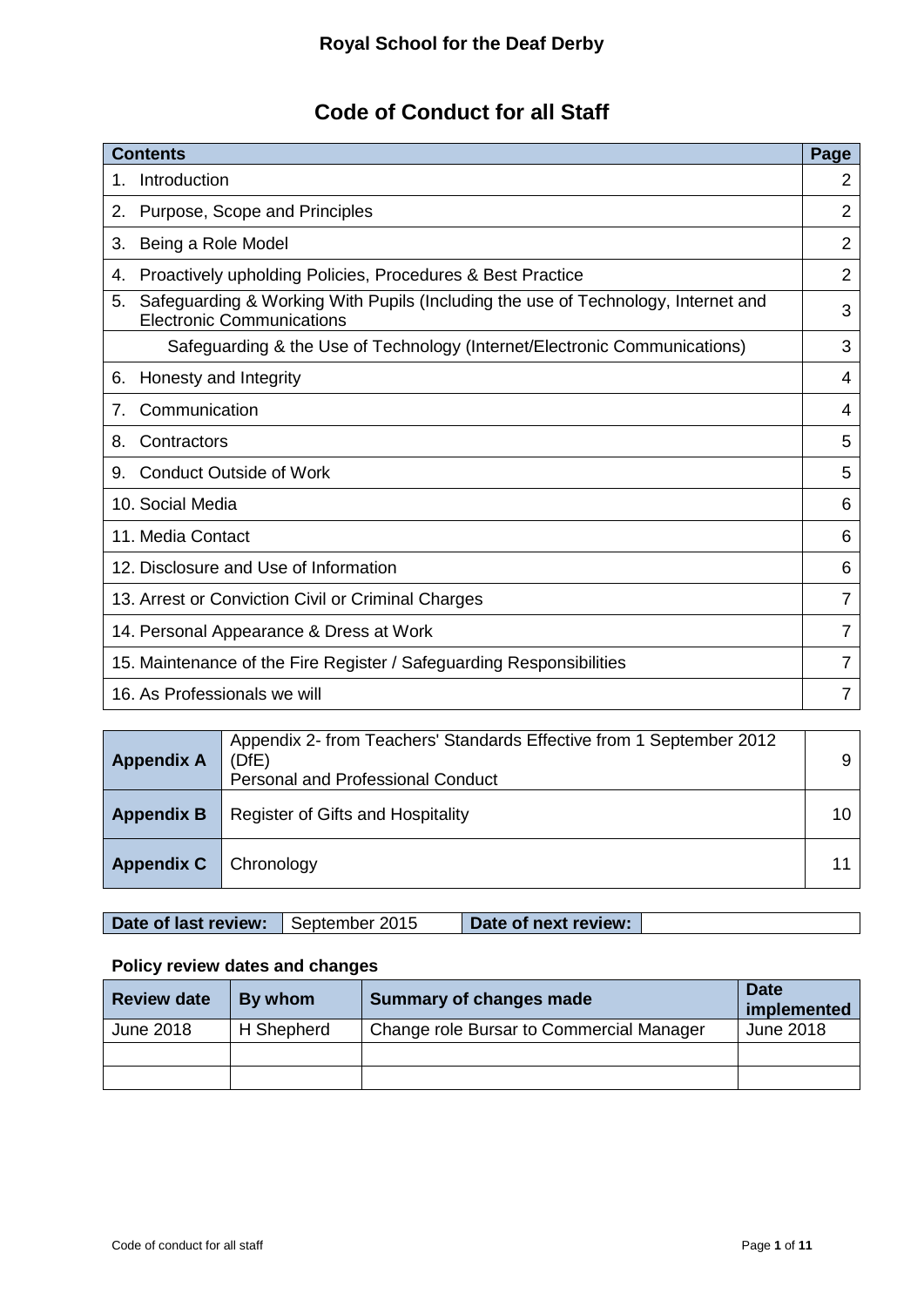## Royal School for the Deaf Derby

# Code of Conduct for all Staff

| Contents | Page |
|---|---|
| 1. Introduction | 2 |
| 2. Purpose, Scope and Principles | 2 |
| 3. Being a Role Model | 2 |
| 4. Proactively upholding Policies, Procedures & Best Practice | 2 |
| 5. Safeguarding & Working With Pupils (Including the use of Technology, Internet and Electronic Communications | 3 |
| Safeguarding & the Use of Technology (Internet/Electronic Communications) | 3 |
| 6. Honesty and Integrity | 4 |
| 7. Communication | 4 |
| 8. Contractors | 5 |
| 9. Conduct Outside of Work | 5 |
| 10. Social Media | 6 |
| 11. Media Contact | 6 |
| 12. Disclosure and Use of Information | 6 |
| 13. Arrest or Conviction Civil or Criminal Charges | 7 |
| 14. Personal Appearance & Dress at Work | 7 |
| 15. Maintenance of the Fire Register / Safeguarding Responsibilities | 7 |
| 16. As Professionals we will | 7 |

| | | |
|---|---|---|
| **Appendix A** | Appendix 2- from Teachers' Standards Effective from 1 September 2012 (DfE)<br>Personal and Professional Conduct | 9 |
| **Appendix B** | Register of Gifts and Hospitality | 10 |
| **Appendix C** | Chronology | 11 |

| **Date of last review:** | September 2015 | **Date of next review:** | |
|---|---|---|---|

### Policy review dates and changes

| Review date | By whom | Summary of changes made | Date implemented |
|---|---|---|---|
| June 2018 | H Shepherd | Change role Bursar to Commercial Manager | June 2018 |
| | | | |
| | | | |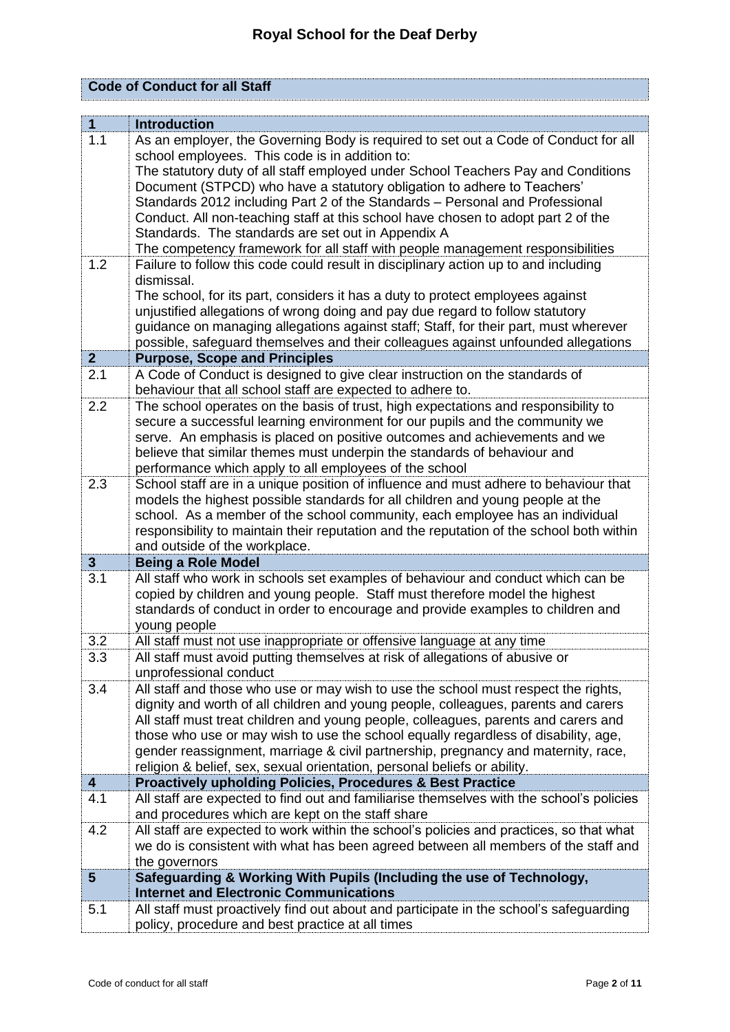# Royal School for the Deaf Derby

## Code of Conduct for all Staff

| | |
|---|---|
| **1** | **Introduction** |
| 1.1 | As an employer, the Governing Body is required to set out a Code of Conduct for all school employees. This code is in addition to:<br>The statutory duty of all staff employed under School Teachers Pay and Conditions Document (STPCD) who have a statutory obligation to adhere to Teachers' Standards 2012 including Part 2 of the Standards – Personal and Professional Conduct. All non-teaching staff at this school have chosen to adopt part 2 of the Standards. The standards are set out in Appendix A<br>The competency framework for all staff with people management responsibilities |
| 1.2 | Failure to follow this code could result in disciplinary action up to and including dismissal.<br>The school, for its part, considers it has a duty to protect employees against unjustified allegations of wrong doing and pay due regard to follow statutory guidance on managing allegations against staff; Staff, for their part, must wherever possible, safeguard themselves and their colleagues against unfounded allegations |
| **2** | **Purpose, Scope and Principles** |
| 2.1 | A Code of Conduct is designed to give clear instruction on the standards of behaviour that all school staff are expected to adhere to. |
| 2.2 | The school operates on the basis of trust, high expectations and responsibility to secure a successful learning environment for our pupils and the community we serve. An emphasis is placed on positive outcomes and achievements and we believe that similar themes must underpin the standards of behaviour and performance which apply to all employees of the school |
| 2.3 | School staff are in a unique position of influence and must adhere to behaviour that models the highest possible standards for all children and young people at the school. As a member of the school community, each employee has an individual responsibility to maintain their reputation and the reputation of the school both within and outside of the workplace. |
| **3** | **Being a Role Model** |
| 3.1 | All staff who work in schools set examples of behaviour and conduct which can be copied by children and young people. Staff must therefore model the highest standards of conduct in order to encourage and provide examples to children and young people |
| 3.2 | All staff must not use inappropriate or offensive language at any time |
| 3.3 | All staff must avoid putting themselves at risk of allegations of abusive or unprofessional conduct |
| 3.4 | All staff and those who use or may wish to use the school must respect the rights, dignity and worth of all children and young people, colleagues, parents and carers<br>All staff must treat children and young people, colleagues, parents and carers and those who use or may wish to use the school equally regardless of disability, age, gender reassignment, marriage & civil partnership, pregnancy and maternity, race, religion & belief, sex, sexual orientation, personal beliefs or ability. |
| **4** | **Proactively upholding Policies, Procedures & Best Practice** |
| 4.1 | All staff are expected to find out and familiarise themselves with the school's policies and procedures which are kept on the staff share |
| 4.2 | All staff are expected to work within the school's policies and practices, so that what we do is consistent with what has been agreed between all members of the staff and the governors |
| **5** | **Safeguarding & Working With Pupils (Including the use of Technology, Internet and Electronic Communications** |
| 5.1 | All staff must proactively find out about and participate in the school's safeguarding policy, procedure and best practice at all times |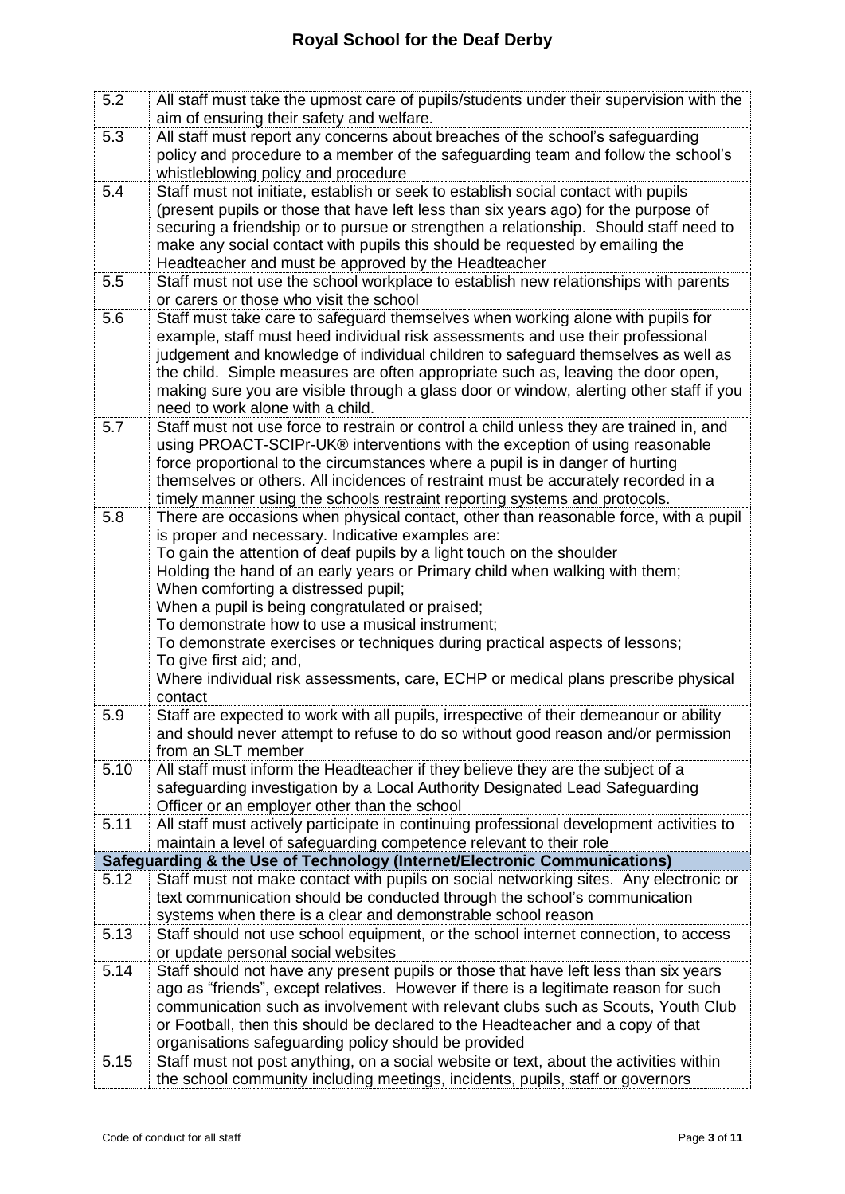| | |
|---|---|
| 5.2 | All staff must take the upmost care of pupils/students under their supervision with the aim of ensuring their safety and welfare. |
| 5.3 | All staff must report any concerns about breaches of the school's safeguarding policy and procedure to a member of the safeguarding team and follow the school's whistleblowing policy and procedure |
| 5.4 | Staff must not initiate, establish or seek to establish social contact with pupils (present pupils or those that have left less than six years ago) for the purpose of securing a friendship or to pursue or strengthen a relationship. Should staff need to make any social contact with pupils this should be requested by emailing the Headteacher and must be approved by the Headteacher |
| 5.5 | Staff must not use the school workplace to establish new relationships with parents or carers or those who visit the school |
| 5.6 | Staff must take care to safeguard themselves when working alone with pupils for example, staff must heed individual risk assessments and use their professional judgement and knowledge of individual children to safeguard themselves as well as the child. Simple measures are often appropriate such as, leaving the door open, making sure you are visible through a glass door or window, alerting other staff if you need to work alone with a child. |
| 5.7 | Staff must not use force to restrain or control a child unless they are trained in, and using PROACT-SCIPr-UK® interventions with the exception of using reasonable force proportional to the circumstances where a pupil is in danger of hurting themselves or others. All incidences of restraint must be accurately recorded in a timely manner using the schools restraint reporting systems and protocols. |
| 5.8 | There are occasions when physical contact, other than reasonable force, with a pupil is proper and necessary. Indicative examples are:<br>To gain the attention of deaf pupils by a light touch on the shoulder<br>Holding the hand of an early years or Primary child when walking with them;<br>When comforting a distressed pupil;<br>When a pupil is being congratulated or praised;<br>To demonstrate how to use a musical instrument;<br>To demonstrate exercises or techniques during practical aspects of lessons;<br>To give first aid; and,<br>Where individual risk assessments, care, ECHP or medical plans prescribe physical contact |
| 5.9 | Staff are expected to work with all pupils, irrespective of their demeanour or ability and should never attempt to refuse to do so without good reason and/or permission from an SLT member |
| 5.10 | All staff must inform the Headteacher if they believe they are the subject of a safeguarding investigation by a Local Authority Designated Lead Safeguarding Officer or an employer other than the school |
| 5.11 | All staff must actively participate in continuing professional development activities to maintain a level of safeguarding competence relevant to their role |
| **Safeguarding & the Use of Technology (Internet/Electronic Communications)** | |
| 5.12 | Staff must not make contact with pupils on social networking sites. Any electronic or text communication should be conducted through the school's communication systems when there is a clear and demonstrable school reason |
| 5.13 | Staff should not use school equipment, or the school internet connection, to access or update personal social websites |
| 5.14 | Staff should not have any present pupils or those that have left less than six years ago as "friends", except relatives. However if there is a legitimate reason for such communication such as involvement with relevant clubs such as Scouts, Youth Club or Football, then this should be declared to the Headteacher and a copy of that organisations safeguarding policy should be provided |
| 5.15 | Staff must not post anything, on a social website or text, about the activities within the school community including meetings, incidents, pupils, staff or governors |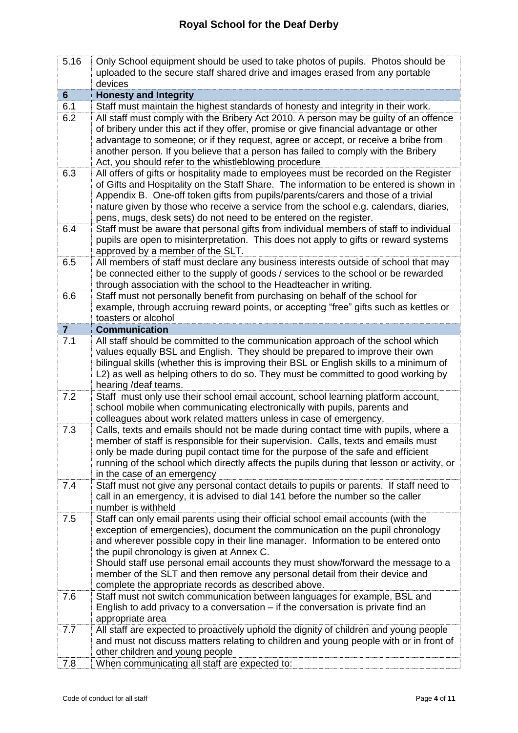| 5.16 | Only School equipment should be used to take photos of pupils. Photos should be uploaded to the secure staff shared drive and images erased from any portable devices |
|---|---|
| **6** | **Honesty and Integrity** |
| 6.1 | Staff must maintain the highest standards of honesty and integrity in their work. |
| 6.2 | All staff must comply with the Bribery Act 2010. A person may be guilty of an offence of bribery under this act if they offer, promise or give financial advantage or other advantage to someone; or if they request, agree or accept, or receive a bribe from another person. If you believe that a person has failed to comply with the Bribery Act, you should refer to the whistleblowing procedure |
| 6.3 | All offers of gifts or hospitality made to employees must be recorded on the Register of Gifts and Hospitality on the Staff Share. The information to be entered is shown in Appendix B. One-off token gifts from pupils/parents/carers and those of a trivial nature given by those who receive a service from the school e.g. calendars, diaries, pens, mugs, desk sets) do not need to be entered on the register. |
| 6.4 | Staff must be aware that personal gifts from individual members of staff to individual pupils are open to misinterpretation. This does not apply to gifts or reward systems approved by a member of the SLT. |
| 6.5 | All members of staff must declare any business interests outside of school that may be connected either to the supply of goods / services to the school or be rewarded through association with the school to the Headteacher in writing. |
| 6.6 | Staff must not personally benefit from purchasing on behalf of the school for example, through accruing reward points, or accepting "free" gifts such as kettles or toasters or alcohol |
| **7** | **Communication** |
| 7.1 | All staff should be committed to the communication approach of the school which values equally BSL and English. They should be prepared to improve their own bilingual skills (whether this is improving their BSL or English skills to a minimum of L2) as well as helping others to do so. They must be committed to good working by hearing /deaf teams. |
| 7.2 | Staff must only use their school email account, school learning platform account, school mobile when communicating electronically with pupils, parents and colleagues about work related matters unless in case of emergency. |
| 7.3 | Calls, texts and emails should not be made during contact time with pupils, where a member of staff is responsible for their supervision. Calls, texts and emails must only be made during pupil contact time for the purpose of the safe and efficient running of the school which directly affects the pupils during that lesson or activity, or in the case of an emergency |
| 7.4 | Staff must not give any personal contact details to pupils or parents. If staff need to call in an emergency, it is advised to dial 141 before the number so the caller number is withheld |
| 7.5 | Staff can only email parents using their official school email accounts (with the exception of emergencies), document the communication on the pupil chronology and wherever possible copy in their line manager. Information to be entered onto the pupil chronology is given at Annex C.<br>Should staff use personal email accounts they must show/forward the message to a member of the SLT and then remove any personal detail from their device and complete the appropriate records as described above. |
| 7.6 | Staff must not switch communication between languages for example, BSL and English to add privacy to a conversation – if the conversation is private find an appropriate area |
| 7.7 | All staff are expected to proactively uphold the dignity of children and young people and must not discuss matters relating to children and young people with or in front of other children and young people |
| 7.8 | When communicating all staff are expected to: |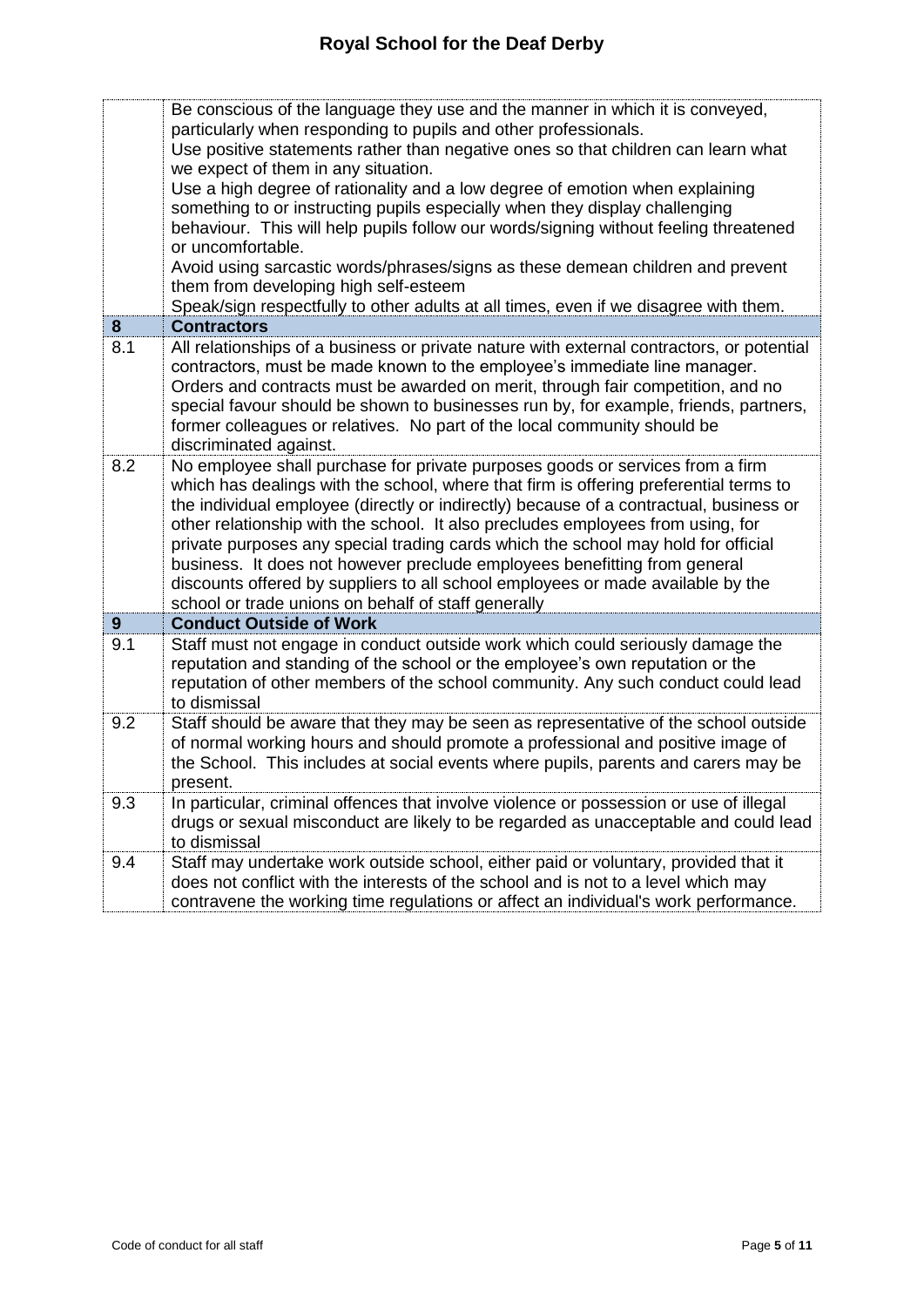| | |
|---|---|
| | Be conscious of the language they use and the manner in which it is conveyed, particularly when responding to pupils and other professionals.<br>Use positive statements rather than negative ones so that children can learn what we expect of them in any situation.<br>Use a high degree of rationality and a low degree of emotion when explaining something to or instructing pupils especially when they display challenging behaviour. This will help pupils follow our words/signing without feeling threatened or uncomfortable.<br>Avoid using sarcastic words/phrases/signs as these demean children and prevent them from developing high self-esteem<br>Speak/sign respectfully to other adults at all times, even if we disagree with them. |
| **8** | **Contractors** |
| 8.1 | All relationships of a business or private nature with external contractors, or potential contractors, must be made known to the employee's immediate line manager. Orders and contracts must be awarded on merit, through fair competition, and no special favour should be shown to businesses run by, for example, friends, partners, former colleagues or relatives. No part of the local community should be discriminated against. |
| 8.2 | No employee shall purchase for private purposes goods or services from a firm which has dealings with the school, where that firm is offering preferential terms to the individual employee (directly or indirectly) because of a contractual, business or other relationship with the school. It also precludes employees from using, for private purposes any special trading cards which the school may hold for official business. It does not however preclude employees benefitting from general discounts offered by suppliers to all school employees or made available by the school or trade unions on behalf of staff generally |
| **9** | **Conduct Outside of Work** |
| 9.1 | Staff must not engage in conduct outside work which could seriously damage the reputation and standing of the school or the employee's own reputation or the reputation of other members of the school community. Any such conduct could lead to dismissal |
| 9.2 | Staff should be aware that they may be seen as representative of the school outside of normal working hours and should promote a professional and positive image of the School. This includes at social events where pupils, parents and carers may be present. |
| 9.3 | In particular, criminal offences that involve violence or possession or use of illegal drugs or sexual misconduct are likely to be regarded as unacceptable and could lead to dismissal |
| 9.4 | Staff may undertake work outside school, either paid or voluntary, provided that it does not conflict with the interests of the school and is not to a level which may contravene the working time regulations or affect an individual's work performance. |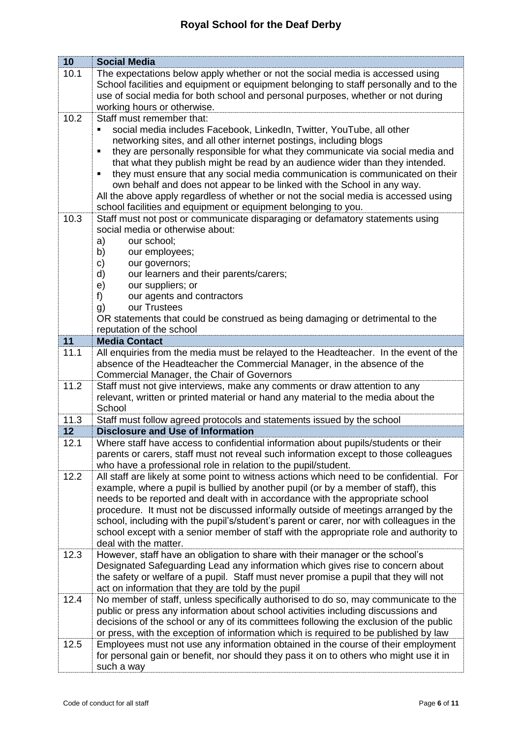| 10 | **Social Media** |
|---|---|
| 10.1 | The expectations below apply whether or not the social media is accessed using School facilities and equipment or equipment belonging to staff personally and to the use of social media for both school and personal purposes, whether or not during working hours or otherwise. |
| 10.2 | Staff must remember that:<br>▪ social media includes Facebook, LinkedIn, Twitter, YouTube, all other networking sites, and all other internet postings, including blogs<br>▪ they are personally responsible for what they communicate via social media and that what they publish might be read by an audience wider than they intended.<br>▪ they must ensure that any social media communication is communicated on their own behalf and does not appear to be linked with the School in any way.<br>All the above apply regardless of whether or not the social media is accessed using school facilities and equipment or equipment belonging to you. |
| 10.3 | Staff must not post or communicate disparaging or defamatory statements using social media or otherwise about:<br>a) our school;<br>b) our employees;<br>c) our governors;<br>d) our learners and their parents/carers;<br>e) our suppliers; or<br>f) our agents and contractors<br>g) our Trustees<br>OR statements that could be construed as being damaging or detrimental to the reputation of the school |
| **11** | **Media Contact** |
| 11.1 | All enquiries from the media must be relayed to the Headteacher. In the event of the absence of the Headteacher the Commercial Manager, in the absence of the Commercial Manager, the Chair of Governors |
| 11.2 | Staff must not give interviews, make any comments or draw attention to any relevant, written or printed material or hand any material to the media about the School |
| 11.3 | Staff must follow agreed protocols and statements issued by the school |
| **12** | **Disclosure and Use of Information** |
| 12.1 | Where staff have access to confidential information about pupils/students or their parents or carers, staff must not reveal such information except to those colleagues who have a professional role in relation to the pupil/student. |
| 12.2 | All staff are likely at some point to witness actions which need to be confidential. For example, where a pupil is bullied by another pupil (or by a member of staff), this needs to be reported and dealt with in accordance with the appropriate school procedure. It must not be discussed informally outside of meetings arranged by the school, including with the pupil's/student's parent or carer, nor with colleagues in the school except with a senior member of staff with the appropriate role and authority to deal with the matter. |
| 12.3 | However, staff have an obligation to share with their manager or the school's Designated Safeguarding Lead any information which gives rise to concern about the safety or welfare of a pupil. Staff must never promise a pupil that they will not act on information that they are told by the pupil |
| 12.4 | No member of staff, unless specifically authorised to do so, may communicate to the public or press any information about school activities including discussions and decisions of the school or any of its committees following the exclusion of the public or press, with the exception of information which is required to be published by law |
| 12.5 | Employees must not use any information obtained in the course of their employment for personal gain or benefit, nor should they pass it on to others who might use it in such a way |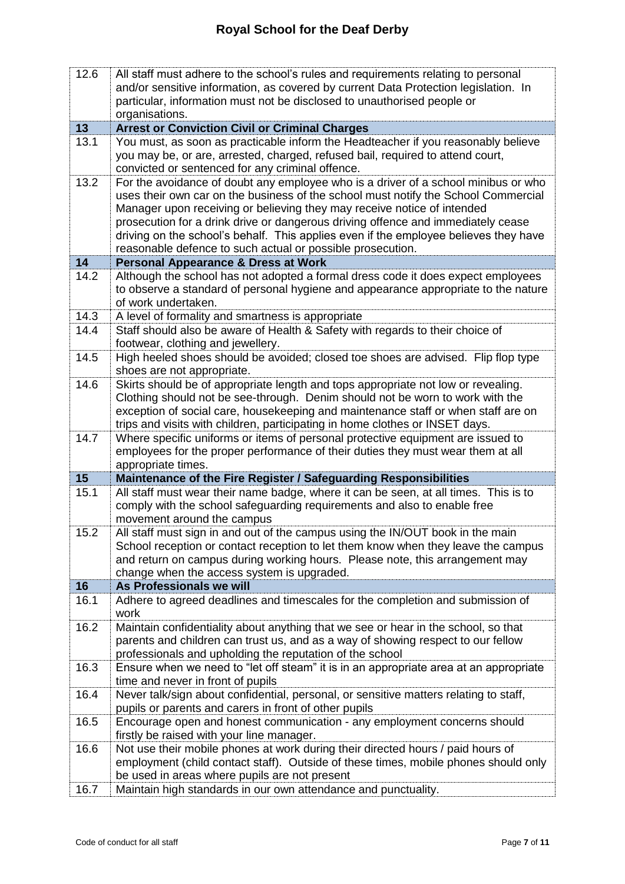| | |
|---|---|
| 12.6 | All staff must adhere to the school's rules and requirements relating to personal and/or sensitive information, as covered by current Data Protection legislation. In particular, information must not be disclosed to unauthorised people or organisations. |
| **13** | **Arrest or Conviction Civil or Criminal Charges** |
| 13.1 | You must, as soon as practicable inform the Headteacher if you reasonably believe you may be, or are, arrested, charged, refused bail, required to attend court, convicted or sentenced for any criminal offence. |
| 13.2 | For the avoidance of doubt any employee who is a driver of a school minibus or who uses their own car on the business of the school must notify the School Commercial Manager upon receiving or believing they may receive notice of intended prosecution for a drink drive or dangerous driving offence and immediately cease driving on the school's behalf. This applies even if the employee believes they have reasonable defence to such actual or possible prosecution. |
| **14** | **Personal Appearance & Dress at Work** |
| 14.2 | Although the school has not adopted a formal dress code it does expect employees to observe a standard of personal hygiene and appearance appropriate to the nature of work undertaken. |
| 14.3 | A level of formality and smartness is appropriate |
| 14.4 | Staff should also be aware of Health & Safety with regards to their choice of footwear, clothing and jewellery. |
| 14.5 | High heeled shoes should be avoided; closed toe shoes are advised. Flip flop type shoes are not appropriate. |
| 14.6 | Skirts should be of appropriate length and tops appropriate not low or revealing. Clothing should not be see-through. Denim should not be worn to work with the exception of social care, housekeeping and maintenance staff or when staff are on trips and visits with children, participating in home clothes or INSET days. |
| 14.7 | Where specific uniforms or items of personal protective equipment are issued to employees for the proper performance of their duties they must wear them at all appropriate times. |
| **15** | **Maintenance of the Fire Register / Safeguarding Responsibilities** |
| 15.1 | All staff must wear their name badge, where it can be seen, at all times. This is to comply with the school safeguarding requirements and also to enable free movement around the campus |
| 15.2 | All staff must sign in and out of the campus using the IN/OUT book in the main School reception or contact reception to let them know when they leave the campus and return on campus during working hours. Please note, this arrangement may change when the access system is upgraded. |
| **16** | **As Professionals we will** |
| 16.1 | Adhere to agreed deadlines and timescales for the completion and submission of work |
| 16.2 | Maintain confidentiality about anything that we see or hear in the school, so that parents and children can trust us, and as a way of showing respect to our fellow professionals and upholding the reputation of the school |
| 16.3 | Ensure when we need to "let off steam" it is in an appropriate area at an appropriate time and never in front of pupils |
| 16.4 | Never talk/sign about confidential, personal, or sensitive matters relating to staff, pupils or parents and carers in front of other pupils |
| 16.5 | Encourage open and honest communication - any employment concerns should firstly be raised with your line manager. |
| 16.6 | Not use their mobile phones at work during their directed hours / paid hours of employment (child contact staff). Outside of these times, mobile phones should only be used in areas where pupils are not present |
| 16.7 | Maintain high standards in our own attendance and punctuality. |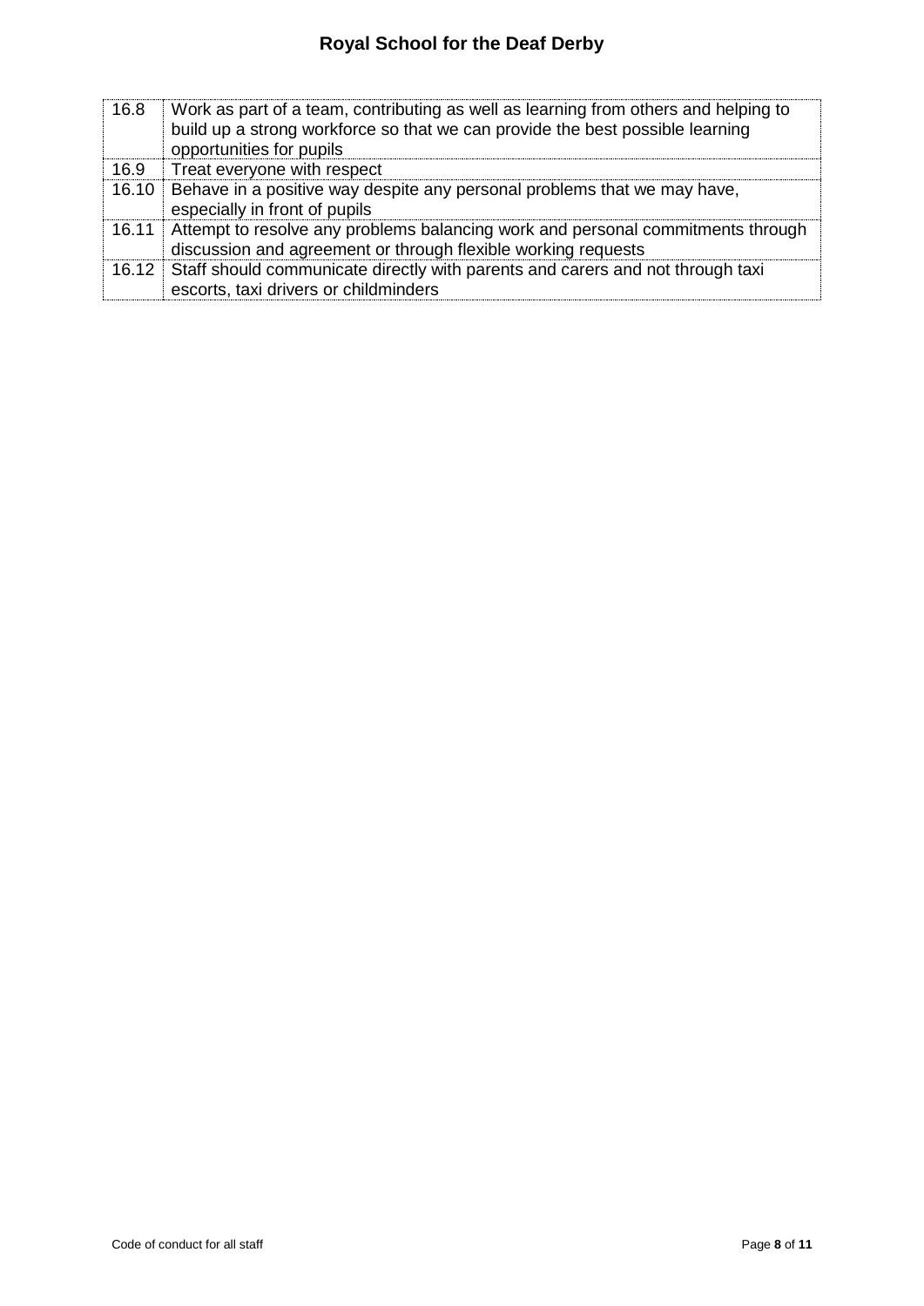| | |
|---|---|
| 16.8 | Work as part of a team, contributing as well as learning from others and helping to build up a strong workforce so that we can provide the best possible learning opportunities for pupils |
| 16.9 | Treat everyone with respect |
| 16.10 | Behave in a positive way despite any personal problems that we may have, especially in front of pupils |
| 16.11 | Attempt to resolve any problems balancing work and personal commitments through discussion and agreement or through flexible working requests |
| 16.12 | Staff should communicate directly with parents and carers and not through taxi escorts, taxi drivers or childminders |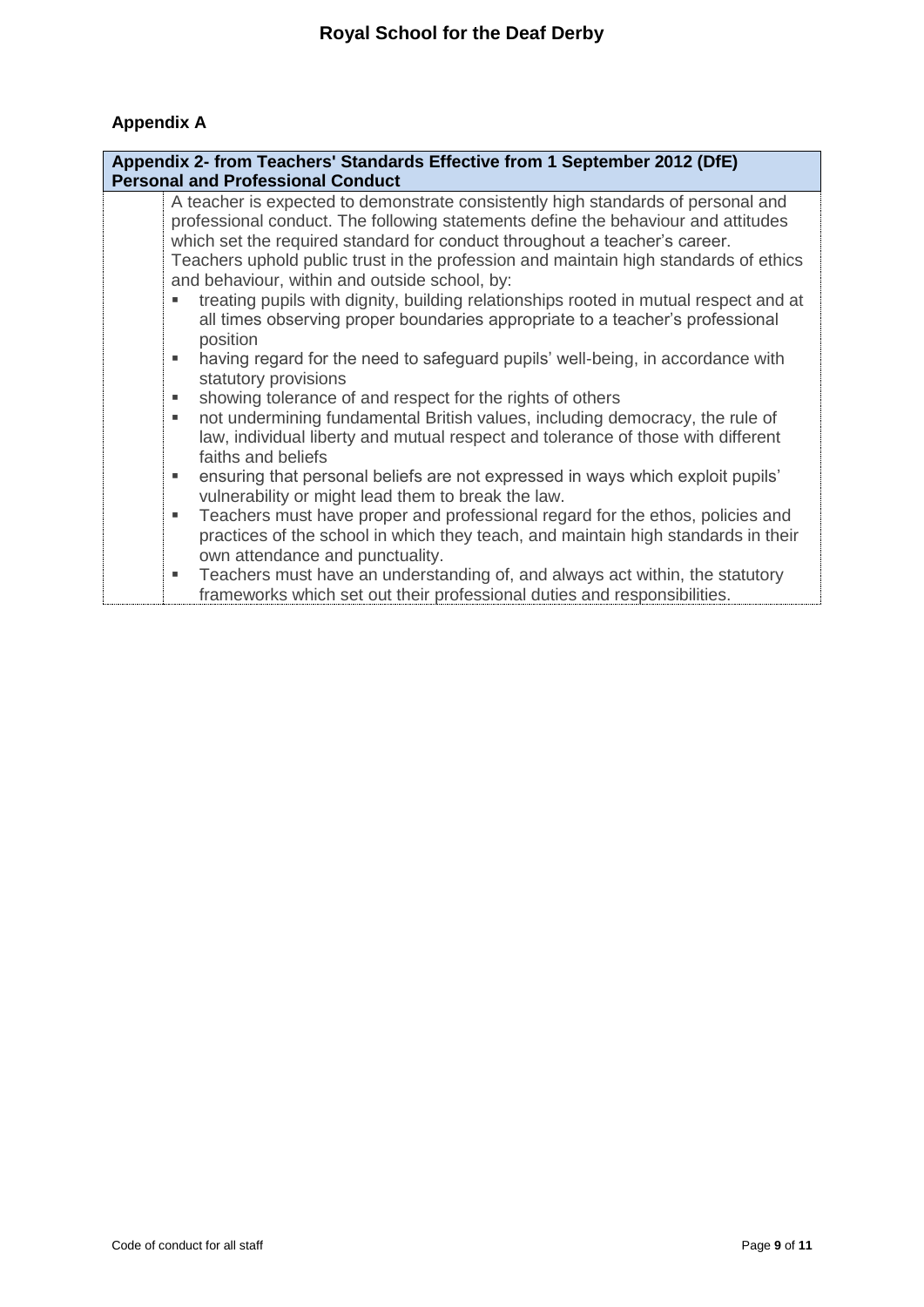## Appendix A

| Appendix 2- from Teachers' Standards Effective from 1 September 2012 (DfE) Personal and Professional Conduct | |
|---|---|
| | A teacher is expected to demonstrate consistently high standards of personal and professional conduct. The following statements define the behaviour and attitudes which set the required standard for conduct throughout a teacher's career. Teachers uphold public trust in the profession and maintain high standards of ethics and behaviour, within and outside school, by:<br>▪ treating pupils with dignity, building relationships rooted in mutual respect and at all times observing proper boundaries appropriate to a teacher's professional position<br>▪ having regard for the need to safeguard pupils' well-being, in accordance with statutory provisions<br>▪ showing tolerance of and respect for the rights of others<br>▪ not undermining fundamental British values, including democracy, the rule of law, individual liberty and mutual respect and tolerance of those with different faiths and beliefs<br>▪ ensuring that personal beliefs are not expressed in ways which exploit pupils' vulnerability or might lead them to break the law.<br>▪ Teachers must have proper and professional regard for the ethos, policies and practices of the school in which they teach, and maintain high standards in their own attendance and punctuality.<br>▪ Teachers must have an understanding of, and always act within, the statutory frameworks which set out their professional duties and responsibilities. |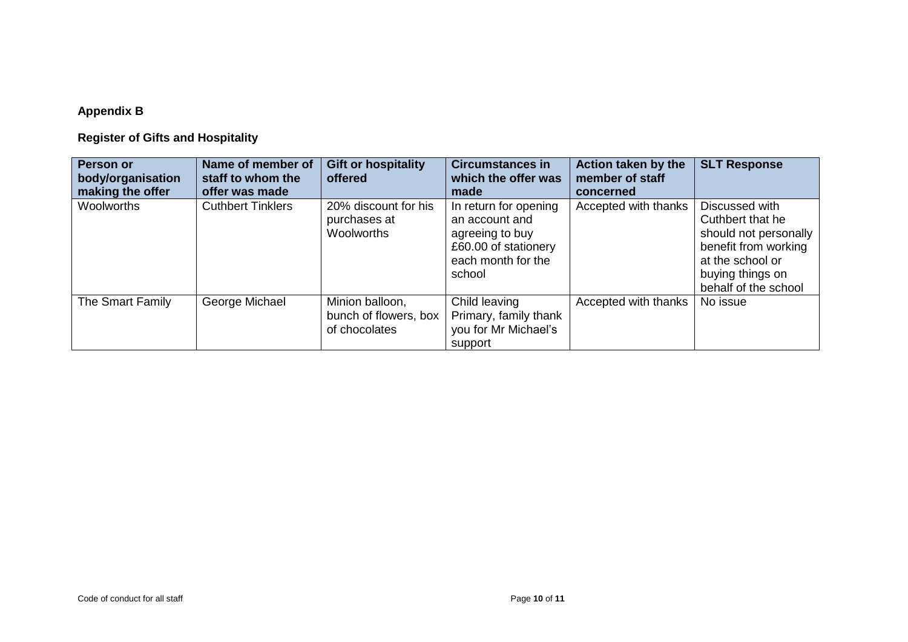**Appendix B**

**Register of Gifts and Hospitality**

| Person or body/organisation making the offer | Name of member of staff to whom the offer was made | Gift or hospitality offered | Circumstances in which the offer was made | Action taken by the member of staff concerned | SLT Response |
|---|---|---|---|---|---|
| Woolworths | Cuthbert Tinklers | 20% discount for his purchases at Woolworths | In return for opening an account and agreeing to buy £60.00 of stationery each month for the school | Accepted with thanks | Discussed with Cuthbert that he should not personally benefit from working at the school or buying things on behalf of the school |
| The Smart Family | George Michael | Minion balloon, bunch of flowers, box of chocolates | Child leaving Primary, family thank you for Mr Michael's support | Accepted with thanks | No issue |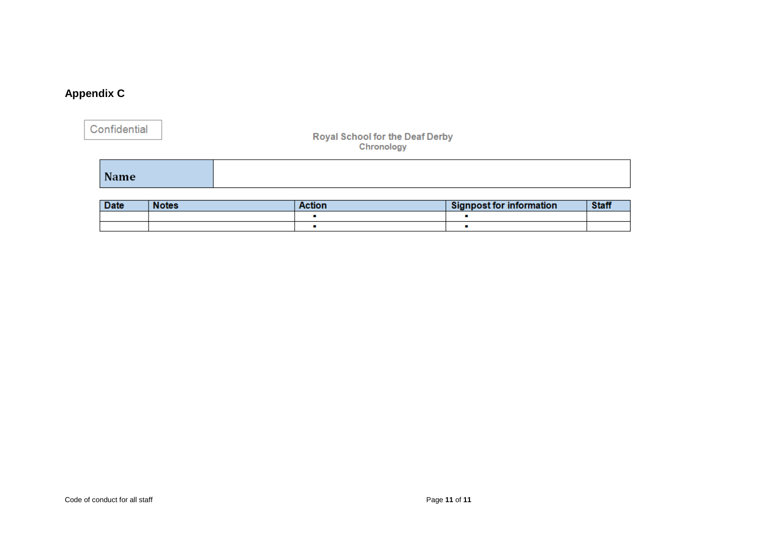## Appendix C

Confidential

**Royal School for the Deaf Derby**
**Chronology**

| **Name** | |
|---|---|

| Date | Notes | Action | Signpost for information | Staff |
|---|---|---|---|---|
| | | ▪ | ▪ | |
| | | ▪ | ▪ | |